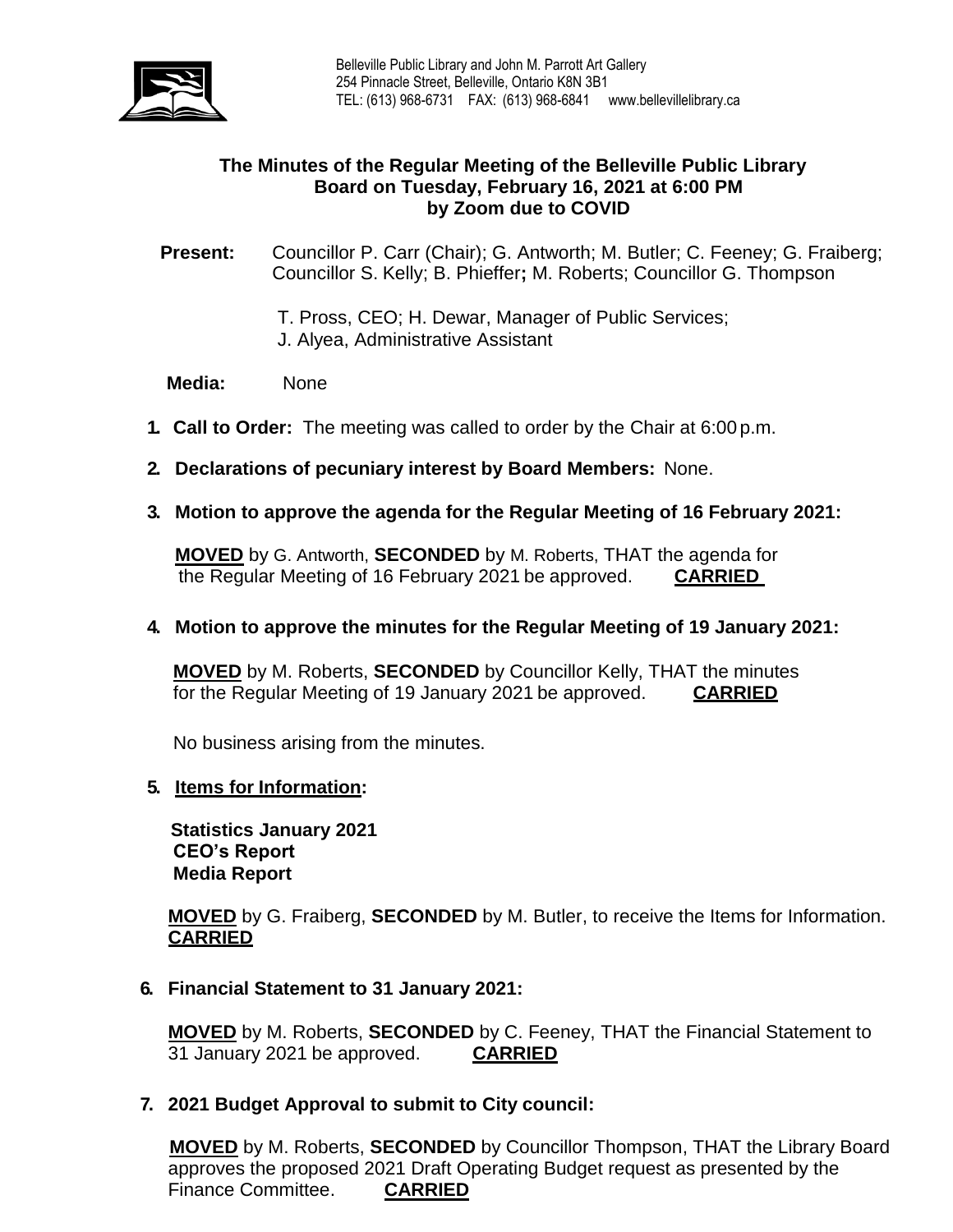Belleville Public Library and John M. Parrott Art Gallery
254 Pinnacle Street, Belleville, Ontario K8N 3B1
TEL: (613) 968-6731 FAX: (613) 968-6841 www.bellevillelibrary.ca

# The Minutes of the Regular Meeting of the Belleville Public Library Board on Tuesday, February 16, 2021 at 6:00 PM by Zoom due to COVID

**Present:** Councillor P. Carr (Chair); G. Antworth; M. Butler; C. Feeney; G. Fraiberg; Councillor S. Kelly; B. Phieffer**;** M. Roberts; Councillor G. Thompson

T. Pross, CEO; H. Dewar, Manager of Public Services;
J. Alyea, Administrative Assistant

**Media:** None

1. **Call to Order:** The meeting was called to order by the Chair at 6:00 p.m.

2. **Declarations of pecuniary interest by Board Members:** None.

3. **Motion to approve the agenda for the Regular Meeting of 16 February 2021:**

   **MOVED** by G. Antworth, **SECONDED** by M. Roberts, THAT the agenda for the Regular Meeting of 16 February 2021 be approved. **CARRIED**

4. **Motion to approve the minutes for the Regular Meeting of 19 January 2021:**

   **MOVED** by M. Roberts, **SECONDED** by Councillor Kelly, THAT the minutes for the Regular Meeting of 19 January 2021 be approved. **CARRIED**

   No business arising from the minutes.

5. **Items for Information:**

   **Statistics January 2021**
   **CEO's Report**
   **Media Report**

   **MOVED** by G. Fraiberg, **SECONDED** by M. Butler, to receive the Items for Information. **CARRIED**

6. **Financial Statement to 31 January 2021:**

   **MOVED** by M. Roberts, **SECONDED** by C. Feeney, THAT the Financial Statement to 31 January 2021 be approved. **CARRIED**

7. **2021 Budget Approval to submit to City council:**

   **MOVED** by M. Roberts, **SECONDED** by Councillor Thompson, THAT the Library Board approves the proposed 2021 Draft Operating Budget request as presented by the Finance Committee. **CARRIED**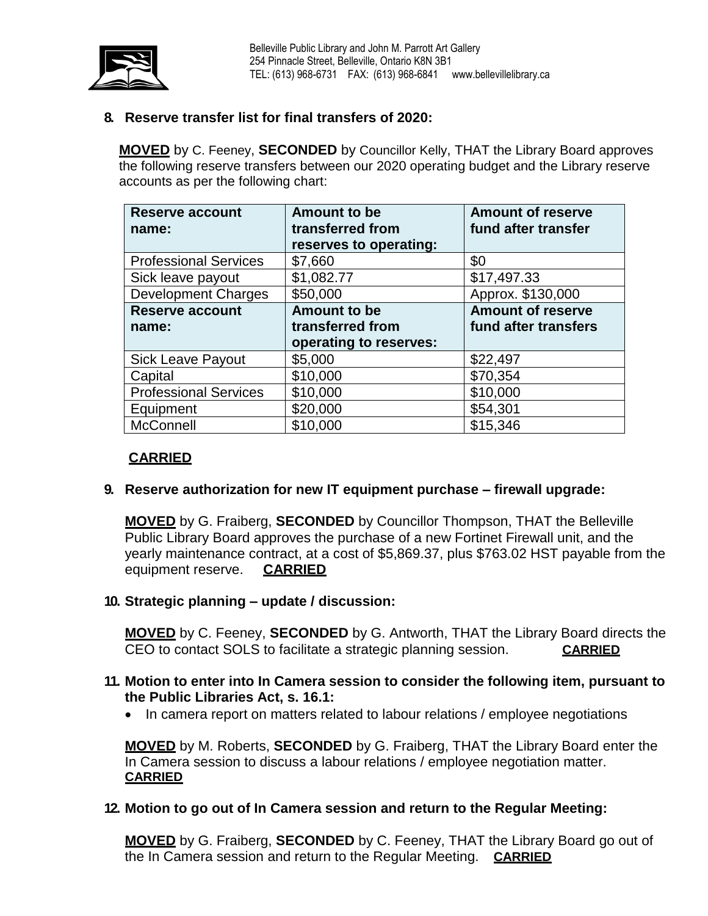## 8. Reserve transfer list for final transfers of 2020:

**MOVED** by C. Feeney, **SECONDED** by Councillor Kelly, THAT the Library Board approves the following reserve transfers between our 2020 operating budget and the Library reserve accounts as per the following chart:

| Reserve account name: | Amount to be transferred from reserves to operating: | Amount of reserve fund after transfer |
|---|---|---|
| Professional Services | $7,660 | $0 |
| Sick leave payout | $1,082.77 | $17,497.33 |
| Development Charges | $50,000 | Approx. $130,000 |
| **Reserve account name:** | **Amount to be transferred from operating to reserves:** | **Amount of reserve fund after transfers** |
| Sick Leave Payout | $5,000 | $22,497 |
| Capital | $10,000 | $70,354 |
| Professional Services | $10,000 | $10,000 |
| Equipment | $20,000 | $54,301 |
| McConnell | $10,000 | $15,346 |

**CARRIED**

## 9. Reserve authorization for new IT equipment purchase – firewall upgrade:

**MOVED** by G. Fraiberg, **SECONDED** by Councillor Thompson, THAT the Belleville Public Library Board approves the purchase of a new Fortinet Firewall unit, and the yearly maintenance contract, at a cost of $5,869.37, plus $763.02 HST payable from the equipment reserve. **CARRIED**

## 10. Strategic planning – update / discussion:

**MOVED** by C. Feeney, **SECONDED** by G. Antworth, THAT the Library Board directs the CEO to contact SOLS to facilitate a strategic planning session. **CARRIED**

## 11. Motion to enter into In Camera session to consider the following item, pursuant to the Public Libraries Act, s. 16.1:

- In camera report on matters related to labour relations / employee negotiations

**MOVED** by M. Roberts, **SECONDED** by G. Fraiberg, THAT the Library Board enter the In Camera session to discuss a labour relations / employee negotiation matter. **CARRIED**

## 12. Motion to go out of In Camera session and return to the Regular Meeting:

**MOVED** by G. Fraiberg, **SECONDED** by C. Feeney, THAT the Library Board go out of the In Camera session and return to the Regular Meeting. **CARRIED**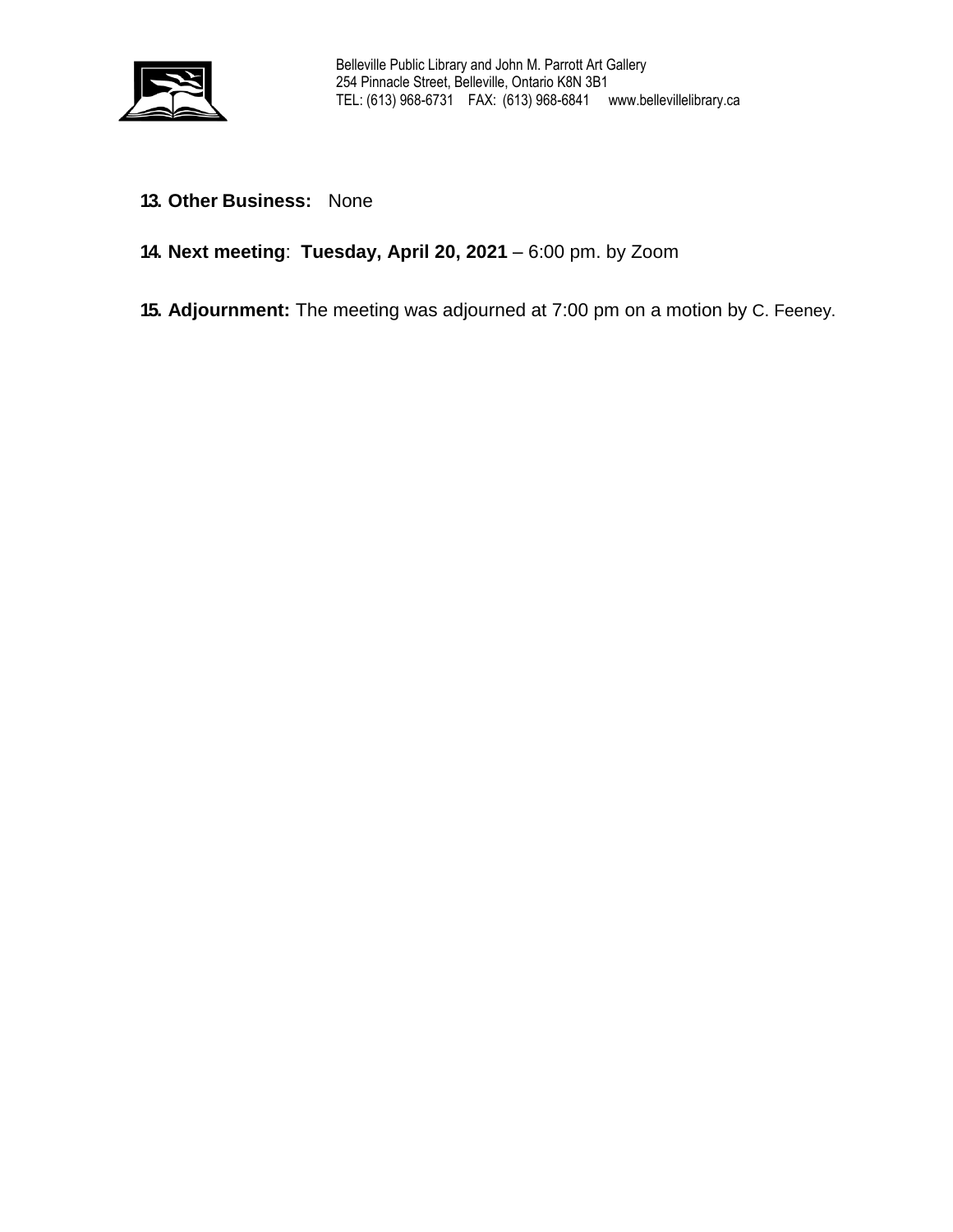**13. Other Business:** None

**14. Next meeting**: **Tuesday, April 20, 2021** – 6:00 pm. by Zoom

**15. Adjournment:** The meeting was adjourned at 7:00 pm on a motion by C. Feeney.